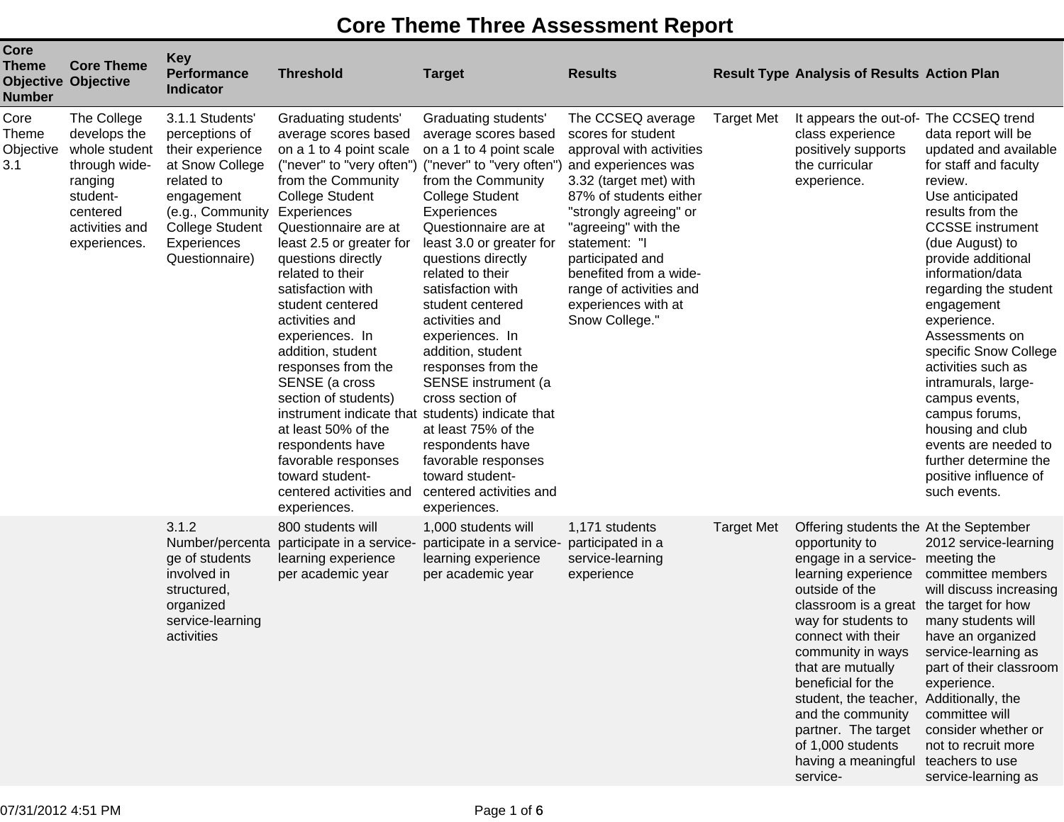# Core Theme Three Assessment Report

| Core Theme Objective Number | Core Theme Objective | Key Performance Indicator | Threshold | Target | Results | Result Type | Analysis of Results | Action Plan |
|---|---|---|---|---|---|---|---|---|
| Core Theme Objective 3.1 | The College develops the whole student through wide-ranging student-centered activities and experiences. | 3.1.1 Students' perceptions of their experience at Snow College related to engagement (e.g., Community College Student Experiences Questionnaire) | Graduating students' average scores based on a 1 to 4 point scale ("never" to "very often") from the Community College Student Experiences Questionnaire are at least 2.5 or greater for questions directly related to their satisfaction with student centered activities and experiences. In addition, student responses from the SENSE (a cross section of students) instrument indicate that at least 50% of the respondents have favorable responses toward student-centered activities and experiences. | Graduating students' average scores based on a 1 to 4 point scale ("never" to "very often") from the Community College Student Experiences Questionnaire are at least 3.0 or greater for questions directly related to their satisfaction with student centered activities and experiences. In addition, student responses from the SENSE instrument (a cross section of students) indicate that at least 75% of the respondents have favorable responses toward student-centered activities and experiences. | The CCSEQ average scores for student approval with activities and experiences was 3.32 (target met) with 87% of students either "strongly agreeing" or "agreeing" with the statement: "I participated and benefited from a wide-range of activities and experiences with at Snow College." | Target Met | It appears the out-of-class experience positively supports the curricular experience. | The CCSEQ trend data report will be updated and available for staff and faculty review. Use anticipated results from the CCSSE instrument (due August) to provide additional information/data regarding the student engagement experience. Assessments on specific Snow College activities such as intramurals, large-campus events, campus forums, housing and club events are needed to further determine the positive influence of such events. |
| | | 3.1.2 Number/percentage of students involved in structured, organized service-learning activities | 800 students will participate in a service-learning experience per academic year | 1,000 students will participate in a service-learning experience per academic year | 1,171 students participated in a service-learning experience | Target Met | Offering students the opportunity to engage in a service-learning experience outside of the classroom is a great way for students to connect with their community in ways that are mutually beneficial for the student, the teacher, and the community partner. The target of 1,000 students having a meaningful service- | At the September 2012 service-learning meeting the committee members will discuss increasing the target for how many students will have an organized service-learning as part of their classroom experience. Additionally, the committee will consider whether or not to recruit more teachers to use service-learning as |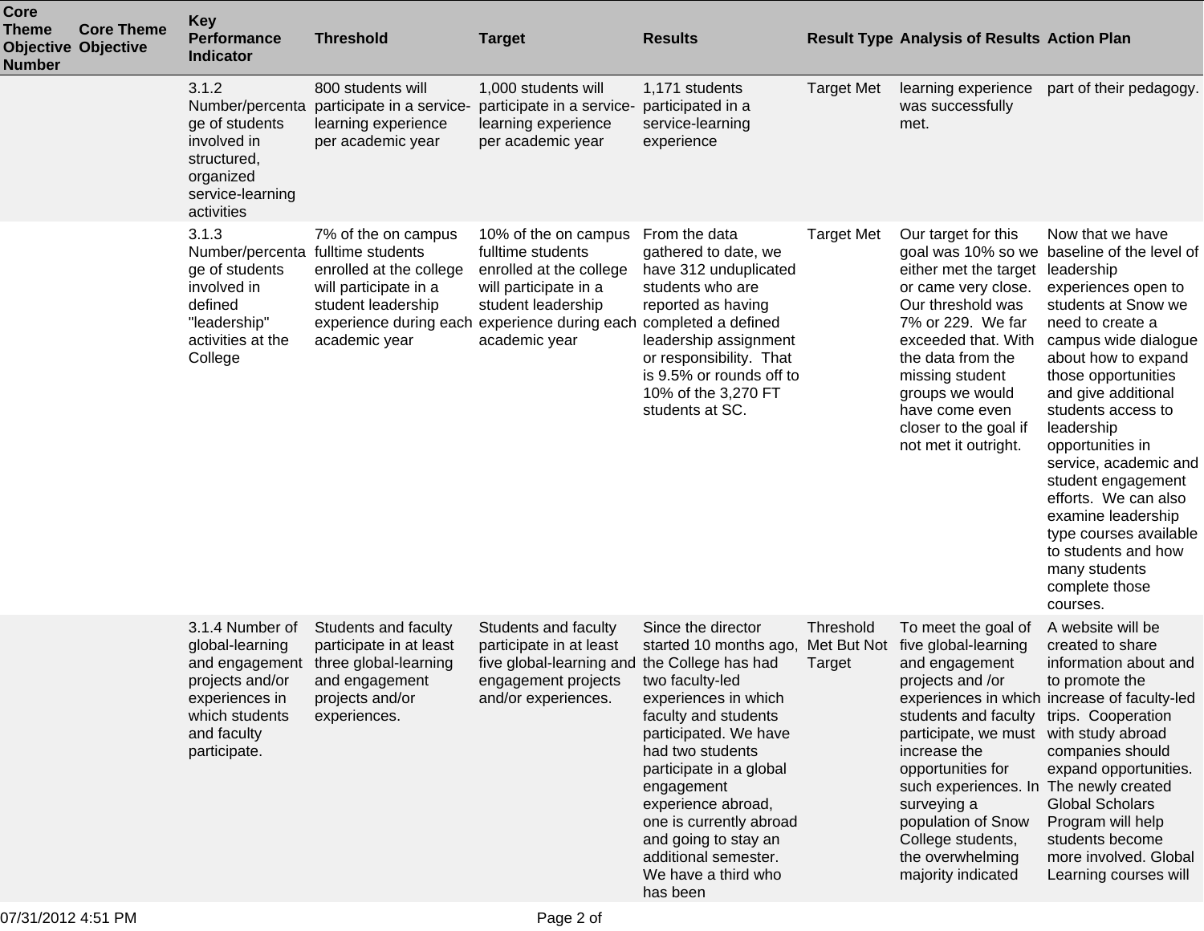| Core Theme Objective Number | Core Theme Objective | Key Performance Indicator | Threshold | Target | Results | Result Type | Analysis of Results | Action Plan |
|---|---|---|---|---|---|---|---|---|
| | | 3.1.2 Number/percentage of students involved in structured, organized service-learning activities | 800 students will participate in a service-learning experience per academic year | 1,000 students will participate in a service-learning experience per academic year | 1,171 students participated in a service-learning experience | Target Met | learning experience was successfully met. | part of their pedagogy. |
| | | 3.1.3 Number/percentage of students involved in defined "leadership" activities at the College | 7% of the on campus fulltime students enrolled at the college will participate in a student leadership experience during each academic year | 10% of the on campus fulltime students enrolled at the college will participate in a student leadership experience during each academic year | From the data gathered to date, we have 312 unduplicated students who are reported as having completed a defined leadership assignment or responsibility. That is 9.5% or rounds off to 10% of the 3,270 FT students at SC. | Target Met | Our target for this goal was 10% so we either met the target or came very close. Our threshold was 7% or 229. We far exceeded that. With the data from the missing student groups we would have come even closer to the goal if not met it outright. | Now that we have baseline of the level of leadership experiences open to students at Snow we need to create a campus wide dialogue about how to expand those opportunities and give additional students access to leadership opportunities in service, academic and student engagement efforts. We can also examine leadership type courses available to students and how many students complete those courses. |
| | | 3.1.4 Number of global-learning and engagement projects and/or experiences in which students and faculty participate. | Students and faculty participate in at least three global-learning and engagement projects and/or experiences. | Students and faculty participate in at least five global-learning and engagement projects and/or experiences. | Since the director started 10 months ago, the College has had two faculty-led experiences in which faculty and students participated. We have had two students participate in a global engagement experience abroad, one is currently abroad and going to stay an additional semester. We have a third who has been | Threshold Met But Not Target | To meet the goal of five global-learning and engagement projects and /or experiences in which students and faculty participate, we must increase the opportunities for such experiences. In surveying a population of Snow College students, the overwhelming majority indicated | A website will be created to share information about and to promote the increase of faculty-led trips. Cooperation with study abroad companies should expand opportunities. The newly created Global Scholars Program will help students become more involved. Global Learning courses will |

07/31/2012 4:51 PM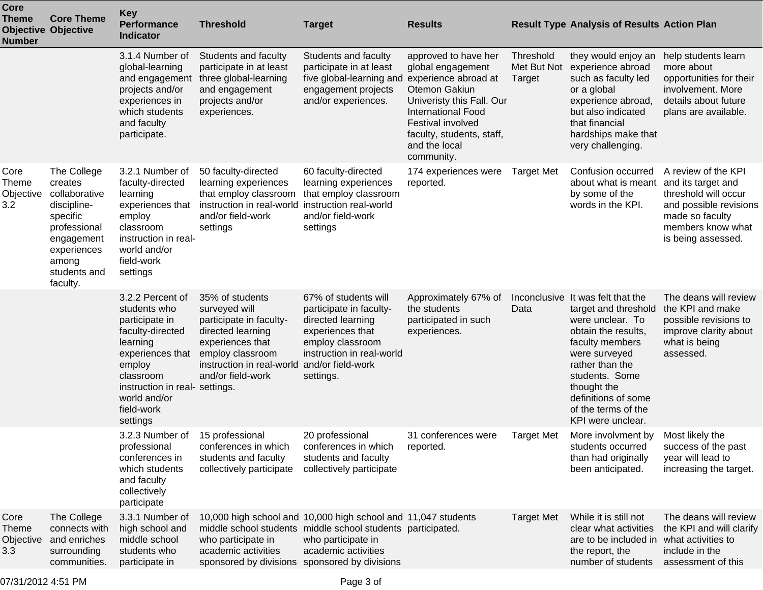| Core Theme Objective Number | Core Theme Objective | Key Performance Indicator | Threshold | Target | Results | Result Type | Analysis of Results | Action Plan |
|---|---|---|---|---|---|---|---|---|
| | | 3.1.4 Number of global-learning and engagement projects and/or experiences in which students and faculty participate. | Students and faculty participate in at least three global-learning and engagement projects and/or experiences. | Students and faculty participate in at least five global-learning and engagement projects and/or experiences. | approved to have her global engagement experience abroad at Otemon Gakiun Univeristy this Fall. Our International Food Festival involved faculty, students, staff, and the local community. | Threshold Met But Not Target | they would enjoy an experience abroad such as faculty led or a global experience abroad, but also indicated that financial hardships make that very challenging. | help students learn more about opportunities for their involvement. More details about future plans are available. |
| Core Theme Objective 3.2 | The College creates collaborative discipline-specific professional engagement experiences among students and faculty. | 3.2.1 Number of faculty-directed learning experiences that employ classroom instruction in real-world and/or field-work settings | 50 faculty-directed learning experiences that employ classroom instruction in real-world and/or field-work settings | 60 faculty-directed learning experiences that employ classroom instruction real-world and/or field-work settings | 174 experiences were reported. | Target Met | Confusion occurred about what is meant by some of the words in the KPI. | A review of the KPI and its target and threshold will occur and possible revisions made so faculty members know what is being assessed. |
| | | 3.2.2 Percent of students who participate in faculty-directed learning experiences that employ classroom instruction in real-world and/or field-work settings | 35% of students surveyed will participate in faculty-directed learning experiences that employ classroom instruction in real-world and/or field-work settings. | 67% of students will participate in faculty-directed learning experiences that employ classroom instruction in real-world and/or field-work settings. | Approximately 67% of the students participated in such experiences. | Inconclusive Data | It was felt that the target and threshold were unclear. To obtain the results, faculty members were surveyed rather than the students. Some thought the definitions of some of the terms of the KPI were unclear. | The deans will review the KPI and make possible revisions to improve clarity about what is being assessed. |
| | | 3.2.3 Number of professional conferences in which students and faculty collectively participate | 15 professional conferences in which students and faculty collectively participate | 20 professional conferences in which students and faculty collectively participate | 31 conferences were reported. | Target Met | More involvment by students occurred than had originally been anticipated. | Most likely the success of the past year will lead to increasing the target. |
| Core Theme Objective 3.3 | The College connects with and enriches surrounding communities. | 3.3.1 Number of high school and middle school students who participate in | 10,000 high school and middle school students who participate in academic activities sponsored by divisions | 10,000 high school and middle school students who participate in academic activities sponsored by divisions | 11,047 students participated. | Target Met | While it is still not clear what activities are to be included in the report, the number of students | The deans will review the KPI and will clarify what activities to include in the assessment of this |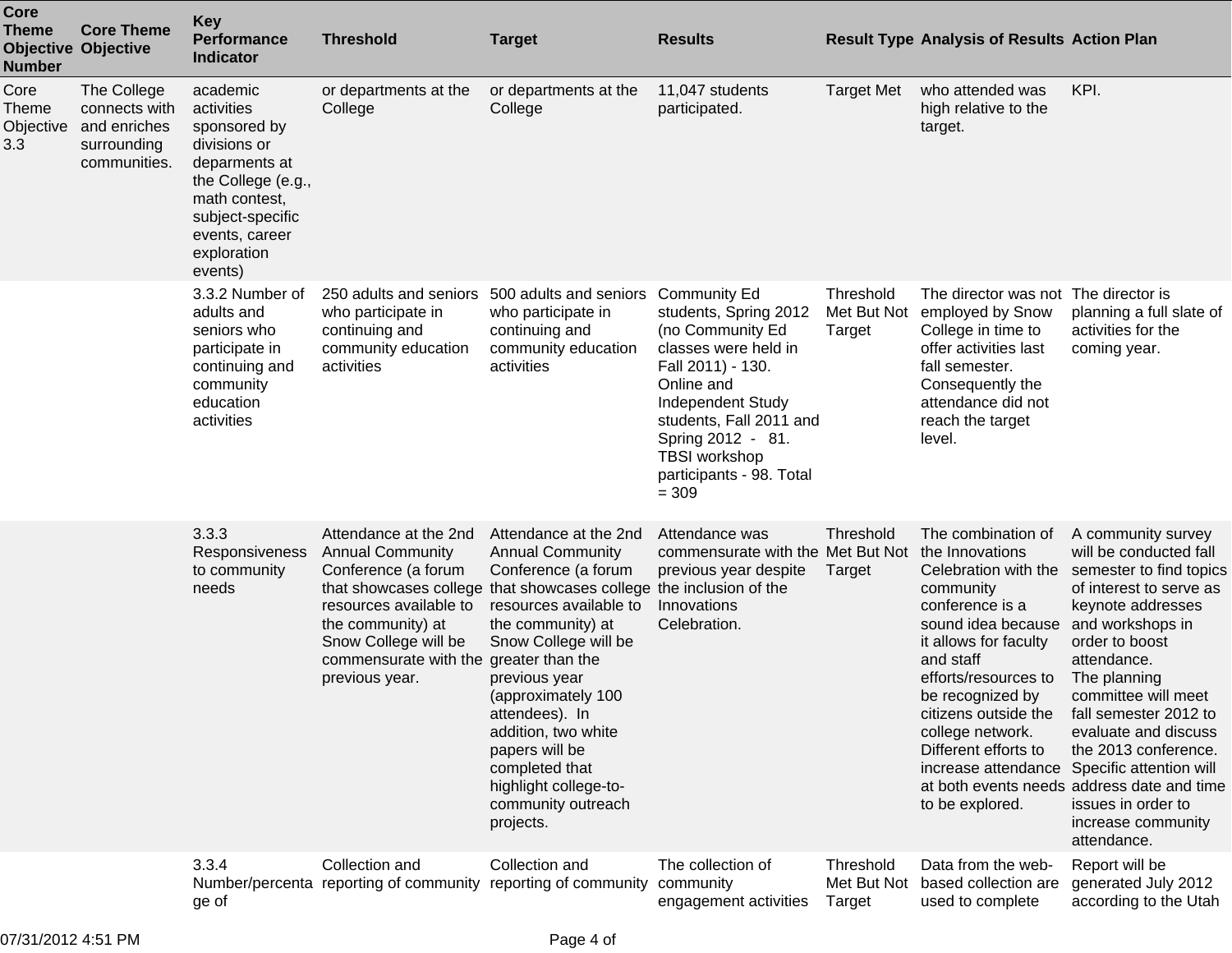| Core Theme Objective Number | Core Theme Objective | Key Performance Indicator | Threshold | Target | Results | Result Type | Analysis of Results | Action Plan |
|---|---|---|---|---|---|---|---|---|
| Core Theme Objective 3.3 | The College connects with and enriches surrounding communities. | academic activities sponsored by divisions or deparments at the College (e.g., math contest, subject-specific events, career exploration events) | or departments at the College | or departments at the College | 11,047 students participated. | Target Met | who attended was high relative to the target. | KPI. |
| | | 3.3.2 Number of adults and seniors who participate in continuing and community education activities | 250 adults and seniors who participate in continuing and community education activities | 500 adults and seniors who participate in continuing and community education activities | Community Ed students, Spring 2012 (no Community Ed classes were held in Fall 2011) - 130. Online and Independent Study students, Fall 2011 and Spring 2012 - 81. TBSI workshop participants - 98. Total = 309 | Threshold Met But Not Target | The director was not employed by Snow College in time to offer activities last fall semester. Consequently the attendance did not reach the target level. | The director is planning a full slate of activities for the coming year. |
| | | 3.3.3 Responsiveness to community needs | Attendance at the 2nd Annual Community Conference (a forum that showcases college resources available to the community) at Snow College will be commensurate with the previous year. | Attendance at the 2nd Annual Community Conference (a forum that showcases college resources available to the community) at Snow College will be greater than the previous year (approximately 100 attendees). In addition, two white papers will be completed that highlight college-to-community outreach projects. | Attendance was commensurate with the previous year despite the inclusion of the Innovations Celebration. | Threshold Met But Not Target | The combination of the Innovations Celebration with the community conference is a sound idea because it allows for faculty and staff efforts/resources to be recognized by citizens outside the college network. Different efforts to increase attendance at both events needs to be explored. | A community survey will be conducted fall semester to find topics of interest to serve as keynote addresses and workshops in order to boost attendance. The planning committee will meet fall semester 2012 to evaluate and discuss the 2013 conference. Specific attention will address date and time issues in order to increase community attendance. |
| | | 3.3.4 Number/percentage of | Collection and reporting of community | Collection and reporting of community | The collection of community engagement activities | Threshold Met But Not Target | Data from the web-based collection are used to complete | Report will be generated July 2012 according to the Utah |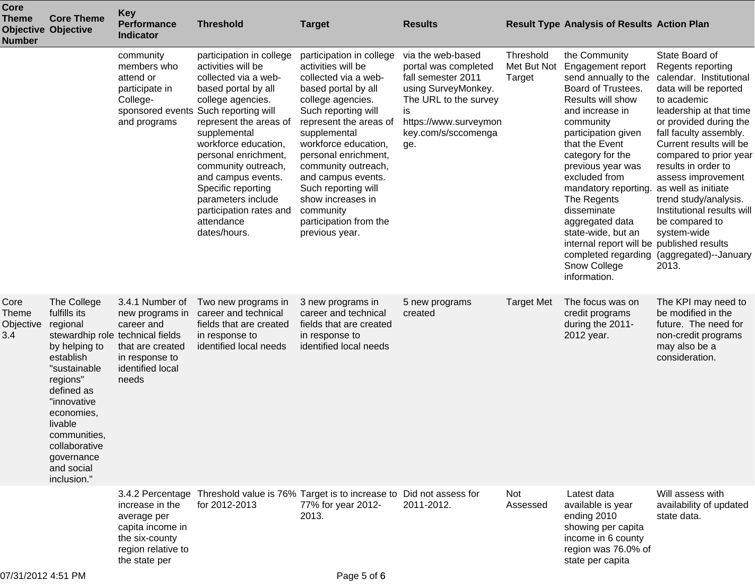| Core Theme Objective Number | Core Theme Objective | Key Performance Indicator | Threshold | Target | Results | Result Type | Analysis of Results | Action Plan |
|---|---|---|---|---|---|---|---|---|
| | | community members who attend or participate in College-sponsored events and programs | participation in college activities will be collected via a web-based portal by all college agencies. Such reporting will represent the areas of supplemental workforce education, personal enrichment, community outreach, and campus events. Specific reporting parameters include participation rates and attendance dates/hours. | participation in college activities will be collected via a web-based portal by all college agencies. Such reporting will represent the areas of supplemental workforce education, personal enrichment, community outreach, and campus events. Such reporting will show increases in community participation from the previous year. | via the web-based portal was completed fall semester 2011 using SurveyMonkey. The URL to the survey is https://www.surveymonkey.com/s/sccomengage. | Threshold Met But Not Target | the Community Engagement report send annually to the Board of Trustees. Results will show and increase in community participation given that the Event category for the previous year was excluded from mandatory reporting. The Regents disseminate aggregated data state-wide, but an internal report will be completed regarding Snow College information. | State Board of Regents reporting calendar. Institutional data will be reported to academic leadership at that time or provided during the fall faculty assembly. Current results will be compared to prior year results in order to assess improvement as well as initiate trend study/analysis. Institutional results will be compared to system-wide published results (aggregated)--January 2013. |
| Core Theme Objective 3.4 | The College fulfills its regional stewardship role by helping to establish "sustainable regions" defined as "innovative economies, livable communities, collaborative governance and social inclusion." | 3.4.1 Number of new programs in career and technical fields that are created in response to identified local needs | Two new programs in career and technical fields that are created in response to identified local needs | 3 new programs in career and technical fields that are created in response to identified local needs | 5 new programs created | Target Met | The focus was on credit programs during the 2011-2012 year. | The KPI may need to be modified in the future. The need for non-credit programs may also be a consideration. |
| | | 3.4.2 Percentage increase in the average per capita income in the six-county region relative to the state per | Threshold value is 76% for 2012-2013 | Target is to increase to 77% for year 2012-2013. | Did not assess for 2011-2012. | Not Assessed | Latest data available is year ending 2010 showing per capita income in 6 county region was 76.0% of state per capita | Will assess with availability of updated state data. |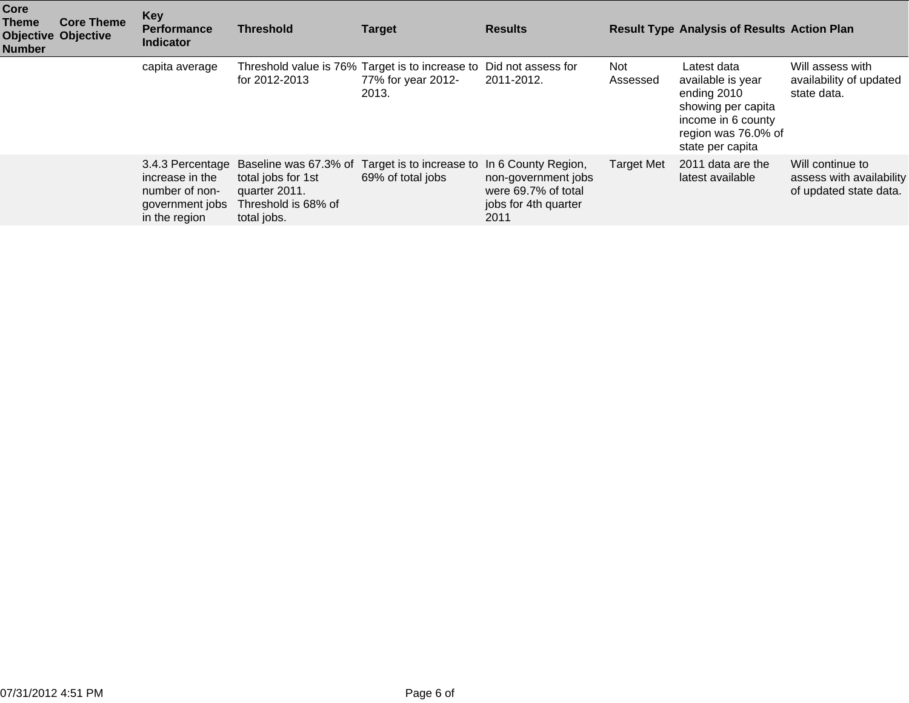| Core Theme Objective Number | Core Theme Objective | Key Performance Indicator | Threshold | Target | Results | Result Type | Analysis of Results | Action Plan |
|---|---|---|---|---|---|---|---|---|
| | | capita average | Threshold value is 76% for 2012-2013 | Target is to increase to 77% for year 2012-2013. | Did not assess for 2011-2012. | Not Assessed | Latest data available is year ending 2010 showing per capita income in 6 county region was 76.0% of state per capita | Will assess with availability of updated state data. |
| | | 3.4.3 Percentage increase in the number of non-government jobs in the region | Baseline was 67.3% of total jobs for 1st quarter 2011. Threshold is 68% of total jobs. | Target is to increase to 69% of total jobs | In 6 County Region, non-government jobs were 69.7% of total jobs for 4th quarter 2011 | Target Met | 2011 data are the latest available | Will continue to assess with availability of updated state data. |

07/31/2012 4:51 PM